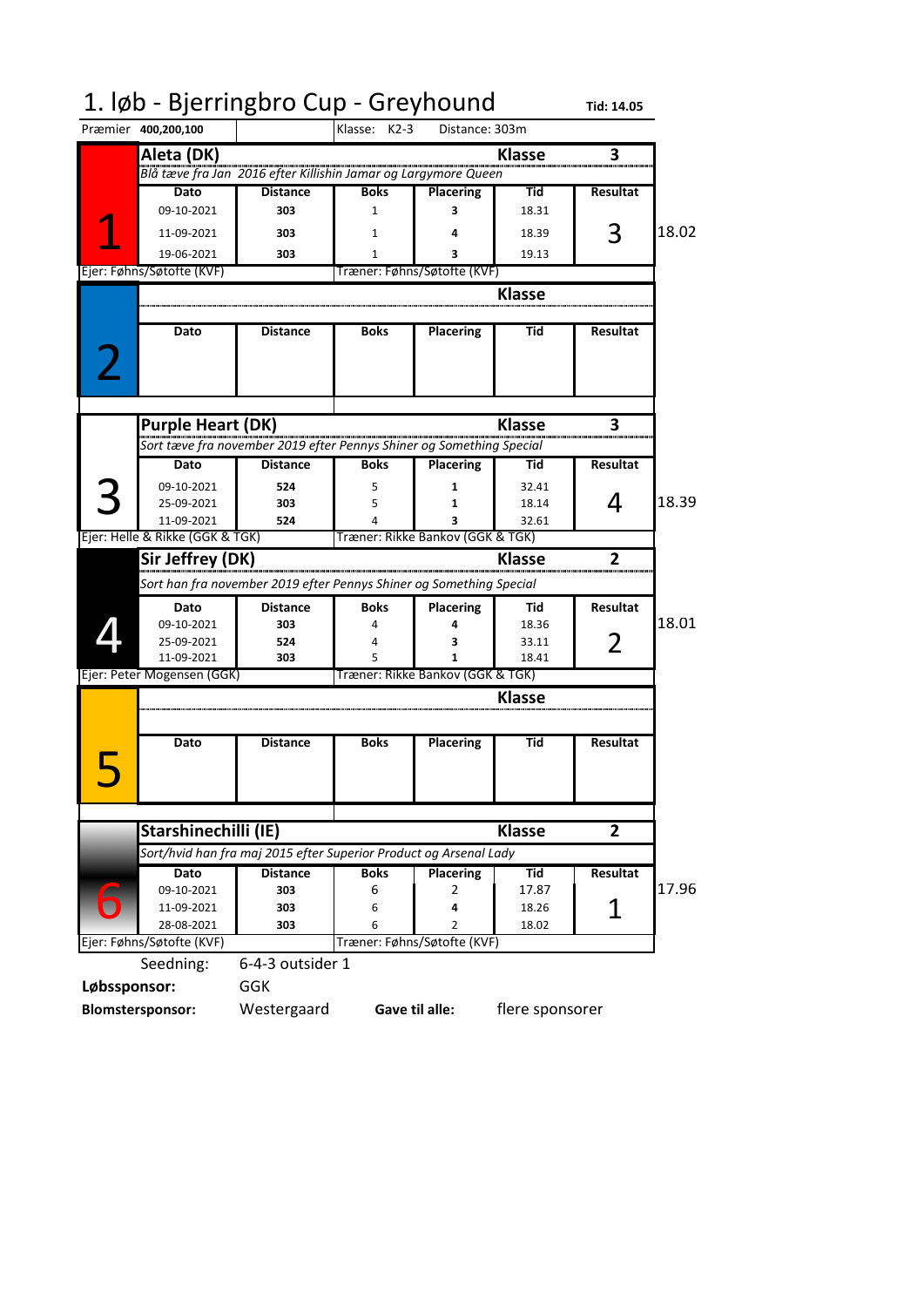# 1. løb - Bjerringbro Cup - Greyhound

**Tid: 14.05**

Præmier **400,200,100** | Klasse: K2-3 | Distance: 303m

## 1

**Aleta (DK)** — **Klasse** **3**

*Blå tæve fra Jan 2016 efter Killishin Jamar og Largymore Queen*

| Dato | Distance | Boks | Placering | Tid | Resultat |
|---|---|---|---|---|---|
| 09-10-2021 | 303 | 1 | 3 | 18.31 | |
| 11-09-2021 | 303 | 1 | 4 | 18.39 | 3 |
| 19-06-2021 | 303 | 1 | 3 | 19.13 | |

18.02

Ejer: Føhns/Søtofte (KVF) — Træner: Føhns/Søtofte (KVF)

## 2

**Klasse**

| Dato | Distance | Boks | Placering | Tid | Resultat |
|---|---|---|---|---|---|

## 3

**Purple Heart (DK)** — **Klasse** **3**

*Sort tæve fra november 2019 efter Pennys Shiner og Something Special*

| Dato | Distance | Boks | Placering | Tid | Resultat |
|---|---|---|---|---|---|
| 09-10-2021 | 524 | 5 | 1 | 32.41 | |
| 25-09-2021 | 303 | 5 | 1 | 18.14 | 4 |
| 11-09-2021 | 524 | 4 | 3 | 32.61 | |

18.39

Ejer: Helle & Rikke (GGK & TGK) — Træner: Rikke Bankov (GGK & TGK)

## 4

**Sir Jeffrey (DK)** — **Klasse** **2**

*Sort han fra november 2019 efter Pennys Shiner og Something Special*

| Dato | Distance | Boks | Placering | Tid | Resultat |
|---|---|---|---|---|---|
| 09-10-2021 | 303 | 4 | 4 | 18.36 | |
| 25-09-2021 | 524 | 4 | 3 | 33.11 | 2 |
| 11-09-2021 | 303 | 5 | 1 | 18.41 | |

18.01

Ejer: Peter Mogensen (GGK) — Træner: Rikke Bankov (GGK & TGK)

## 5

**Klasse**

| Dato | Distance | Boks | Placering | Tid | Resultat |
|---|---|---|---|---|---|

## 6

**Starshinechilli (IE)** — **Klasse** **2**

*Sort/hvid han fra maj 2015 efter Superior Product og Arsenal Lady*

| Dato | Distance | Boks | Placering | Tid | Resultat |
|---|---|---|---|---|---|
| 09-10-2021 | 303 | 6 | 2 | 17.87 | |
| 11-09-2021 | 303 | 6 | 4 | 18.26 | 1 |
| 28-08-2021 | 303 | 6 | 2 | 18.02 | |

17.96

Ejer: Føhns/Søtofte (KVF) — Træner: Føhns/Søtofte (KVF)

Seedning: 6-4-3 outsider 1

**Løbssponsor:** GGK

**Blomstersponsor:** Westergaard — **Gave til alle:** flere sponsorer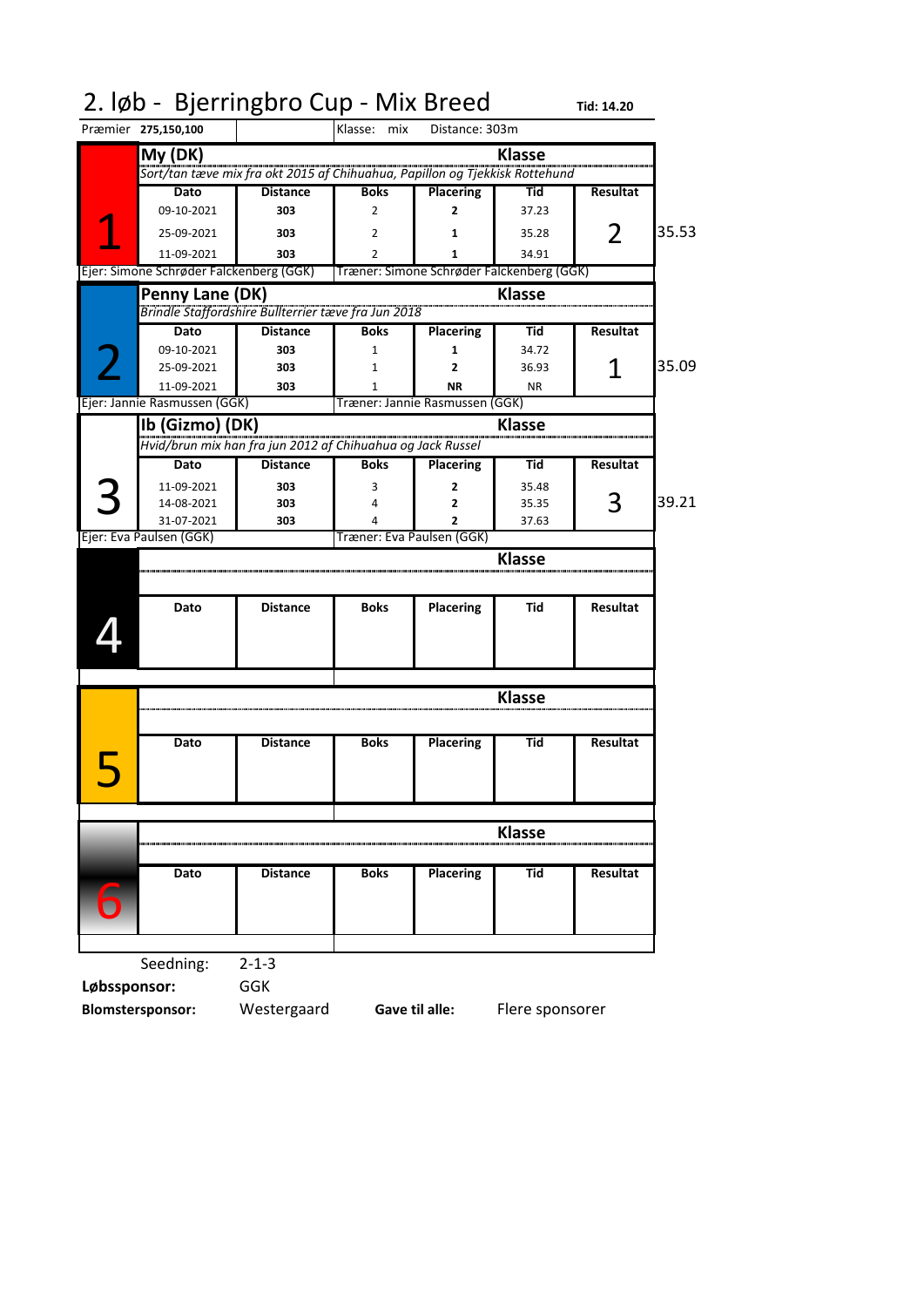# 2. løb - Bjerringbro Cup - Mix Breed

**Tid: 14.20**

Præmier **275,150,100** | Klasse: mix | Distance: 303m

## 1

**My (DK)** — **Klasse**

*Sort/tan tæve mix fra okt 2015 af Chihuahua, Papillon og Tjekkisk Rottehund*

| Dato | Distance | Boks | Placering | Tid | Resultat |
|---|---|---|---|---|---|
| 09-10-2021 | 303 | 2 | 2 | 37.23 | 2 |
| 25-09-2021 | 303 | 2 | 1 | 35.28 | |
| 11-09-2021 | 303 | 2 | 1 | 34.91 | |

35.53

Ejer: Simone Schrøder Falckenberg (GGK) | Træner: Simone Schrøder Falckenberg (GGK)

## 2

**Penny Lane (DK)** — **Klasse**

*Brindle Staffordshire Bullterrier tæve fra Jun 2018*

| Dato | Distance | Boks | Placering | Tid | Resultat |
|---|---|---|---|---|---|
| 09-10-2021 | 303 | 1 | 1 | 34.72 | 1 |
| 25-09-2021 | 303 | 1 | 2 | 36.93 | |
| 11-09-2021 | 303 | 1 | NR | NR | |

35.09

Ejer: Jannie Rasmussen (GGK) | Træner: Jannie Rasmussen (GGK)

## 3

**Ib (Gizmo) (DK)** — **Klasse**

*Hvid/brun mix han fra jun 2012 af Chihuahua og Jack Russel*

| Dato | Distance | Boks | Placering | Tid | Resultat |
|---|---|---|---|---|---|
| 11-09-2021 | 303 | 3 | 2 | 35.48 | 3 |
| 14-08-2021 | 303 | 4 | 2 | 35.35 | |
| 31-07-2021 | 303 | 4 | 2 | 37.63 | |

39.21

Ejer: Eva Paulsen (GGK) | Træner: Eva Paulsen (GGK)

## 4

**Klasse**

| Dato | Distance | Boks | Placering | Tid | Resultat |
|---|---|---|---|---|---|

## 5

**Klasse**

| Dato | Distance | Boks | Placering | Tid | Resultat |
|---|---|---|---|---|---|

## 6

**Klasse**

| Dato | Distance | Boks | Placering | Tid | Resultat |
|---|---|---|---|---|---|

Seedning: 2-1-3

**Løbssponsor:** GGK

**Blomstersponsor:** Westergaard **Gave til alle:** Flere sponsorer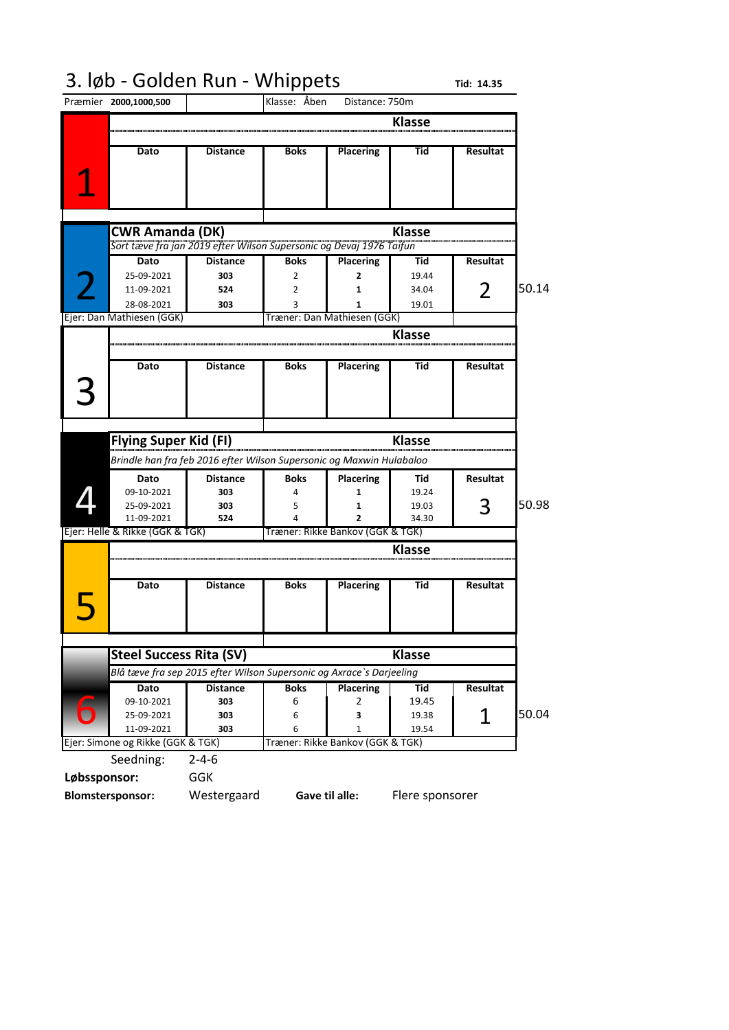# 3. løb - Golden Run - Whippets

**Tid: 14.35**

Præmier **2000,1000,500** | Klasse: Åben | Distance: 750m

## 1

| Dato | Distance | Boks | Placering | Tid | Resultat |
|---|---|---|---|---|---|

## 2 — CWR Amanda (DK) — Klasse

*Sort tæve fra jan 2019 efter Wilson Supersonic og Devaj 1976 Tajfun*

| Dato | Distance | Boks | Placering | Tid | Resultat |
|---|---|---|---|---|---|
| 25-09-2021 | **303** | 2 | **2** | 19.44 | 2 |
| 11-09-2021 | **524** | 2 | **1** | 34.04 | |
| 28-08-2021 | **303** | 3 | **1** | 19.01 | |

50.14

Ejer: Dan Mathiesen (GGK) — Træner: Dan Mathiesen (GGK)

## 3

| Dato | Distance | Boks | Placering | Tid | Resultat |
|---|---|---|---|---|---|

## 4 — Flying Super Kid (FI) — Klasse

*Brindle han fra feb 2016 efter Wilson Supersonic og Maxwin Hulabaloo*

| Dato | Distance | Boks | Placering | Tid | Resultat |
|---|---|---|---|---|---|
| 09-10-2021 | **303** | 4 | **1** | 19.24 | 3 |
| 25-09-2021 | **303** | 5 | **1** | 19.03 | |
| 11-09-2021 | **524** | 4 | **2** | 34.30 | |

50.98

Ejer: Helle & Rikke (GGK & TGK) — Træner: Rikke Bankov (GGK & TGK)

## 5

| Dato | Distance | Boks | Placering | Tid | Resultat |
|---|---|---|---|---|---|

## 6 — Steel Success Rita (SV) — Klasse

*Blå tæve fra sep 2015 efter Wilson Supersonic og Axrace`s Darjeeling*

| Dato | Distance | Boks | Placering | Tid | Resultat |
|---|---|---|---|---|---|
| 09-10-2021 | **303** | 6 | 2 | 19.45 | 1 |
| 25-09-2021 | **303** | 6 | **3** | 19.38 | |
| 11-09-2021 | **303** | 6 | 1 | 19.54 | |

50.04

Ejer: Simone og Rikke (GGK & TGK) — Træner: Rikke Bankov (GGK & TGK)

Seedning: 2-4-6

**Løbssponsor:** GGK

**Blomstersponsor:** Westergaard **Gave til alle:** Flere sponsorer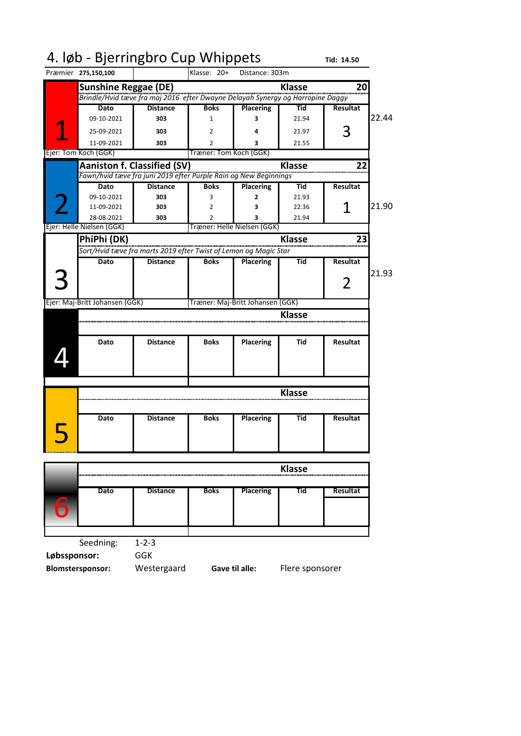# 4. løb - Bjerringbro Cup Whippets

**Tid: 14.50**

Præmier **275,150,100** | Klasse: 20+ | Distance: 303m

## 1 — Sunshine Reggae (DE) — Klasse 20

*Brindle/Hvid tæve fra maj 2016 efter Dwayne Delayah Synergy og Harropine Daggy*

| Dato | Distance | Boks | Placering | Tid | Resultat |
|---|---|---|---|---|---|
| 09-10-2021 | 303 | 1 | 3 | 21.94 | |
| 25-09-2021 | 303 | 2 | 4 | 21.97 | 3 |
| 11-09-2021 | 303 | 2 | 3 | 21.55 | |

22.44

Ejer: Tom Koch (GGK) — Træner: Tom Koch (GGK)

## 2 — Aaniston f. Classified (SV) — Klasse 22

*Fawn/hvid tæve fra juni 2019 efter Purple Rain og New Beginnings*

| Dato | Distance | Boks | Placering | Tid | Resultat |
|---|---|---|---|---|---|
| 09-10-2021 | 303 | 3 | 2 | 21.93 | |
| 11-09-2021 | 303 | 2 | 3 | 22.36 | 1 |
| 28-08-2021 | 303 | 2 | 3 | 21.94 | |

21.90

Ejer: Helle Nielsen (GGK) — Træner: Helle Nielsen (GGK)

## 3 — PhiPhi (DK) — Klasse 23

*Sort/Hvid tæve fra marts 2019 efter Twist of Lemon og Magic Star*

| Dato | Distance | Boks | Placering | Tid | Resultat |
|---|---|---|---|---|---|
| | | | | | 2 |

21.93

Ejer: Maj-Britt Johansen (GGK) — Træner: Maj-Britt Johansen (GGK)

## 4 — Klasse

| Dato | Distance | Boks | Placering | Tid | Resultat |
|---|---|---|---|---|---|
| | | | | | |

## 5 — Klasse

| Dato | Distance | Boks | Placering | Tid | Resultat |
|---|---|---|---|---|---|
| | | | | | |

## 6 — Klasse

| Dato | Distance | Boks | Placering | Tid | Resultat |
|---|---|---|---|---|---|
| | | | | | |

Seedning: 1-2-3

**Løbssponsor:** GGK

**Blomstersponsor:** Westergaard — **Gave til alle:** Flere sponsorer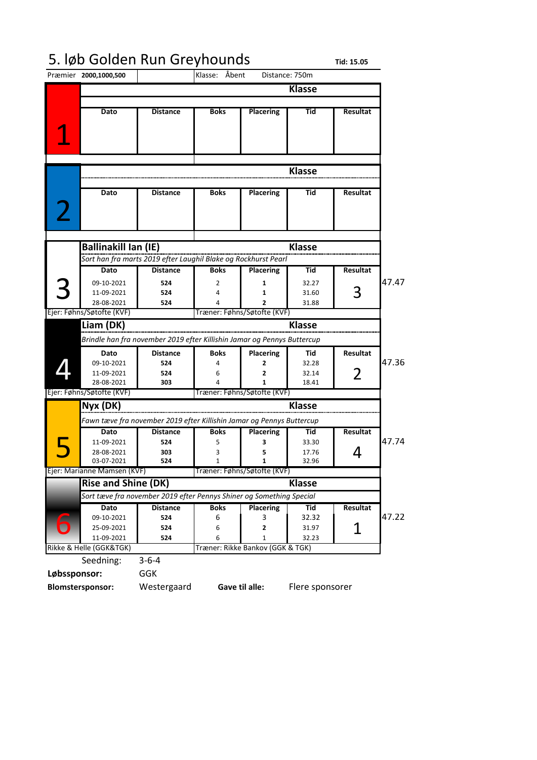# 5. løb Golden Run Greyhounds

**Tid: 15.05**

Præmier **2000,1000,500** | Klasse: Åbent | Distance: 750m

## 1

**Klasse**

| Dato | Distance | Boks | Placering | Tid | Resultat |
|---|---|---|---|---|---|

## 2

**Klasse**

| Dato | Distance | Boks | Placering | Tid | Resultat |
|---|---|---|---|---|---|

## 3

**Ballinakill Ian (IE)** — **Klasse**

*Sort han fra marts 2019 efter Laughil Blake og Rockhurst Pearl*

| Dato | Distance | Boks | Placering | Tid | Resultat |
|---|---|---|---|---|---|
| 09-10-2021 | **524** | 2 | **1** | 32.27 | 3 |
| 11-09-2021 | **524** | 4 | **1** | 31.60 | |
| 28-08-2021 | **524** | 4 | **2** | 31.88 | |

47.47

Ejer: Føhns/Søtofte (KVF) — Træner: Føhns/Søtofte (KVF)

## 4

**Liam (DK)** — **Klasse**

*Brindle han fra november 2019 efter Killishin Jamar og Pennys Buttercup*

| Dato | Distance | Boks | Placering | Tid | Resultat |
|---|---|---|---|---|---|
| 09-10-2021 | **524** | 4 | **2** | 32.28 | 2 |
| 11-09-2021 | **524** | 6 | **2** | 32.14 | |
| 28-08-2021 | **303** | 4 | **1** | 18.41 | |

47.36

Ejer: Føhns/Søtofte (KVF) — Træner: Føhns/Søtofte (KVF)

## 5

**Nyx (DK)** — **Klasse**

*Fawn tæve fra november 2019 efter Killishin Jamar og Pennys Buttercup*

| Dato | Distance | Boks | Placering | Tid | Resultat |
|---|---|---|---|---|---|
| 11-09-2021 | **524** | 5 | **3** | 33.30 | 4 |
| 28-08-2021 | **303** | 3 | **5** | 17.76 | |
| 03-07-2021 | **524** | 1 | **1** | 32.96 | |

47.74

Ejer: Marianne Mamsen (KVF) — Træner: Føhns/Søtofte (KVF)

## 6

**Rise and Shine (DK)** — **Klasse**

*Sort tæve fra november 2019 efter Pennys Shiner og Something Special*

| Dato | Distance | Boks | Placering | Tid | Resultat |
|---|---|---|---|---|---|
| 09-10-2021 | **524** | 6 | 3 | 32.32 | 1 |
| 25-09-2021 | **524** | 6 | **2** | 31.97 | |
| 11-09-2021 | **524** | 6 | 1 | 32.23 | |

47.22

Rikke & Helle (GGK&TGK) — Træner: Rikke Bankov (GGK & TGK)

Seedning: 3-6-4

**Løbssponsor:** GGK

**Blomstersponsor:** Westergaard **Gave til alle:** Flere sponsorer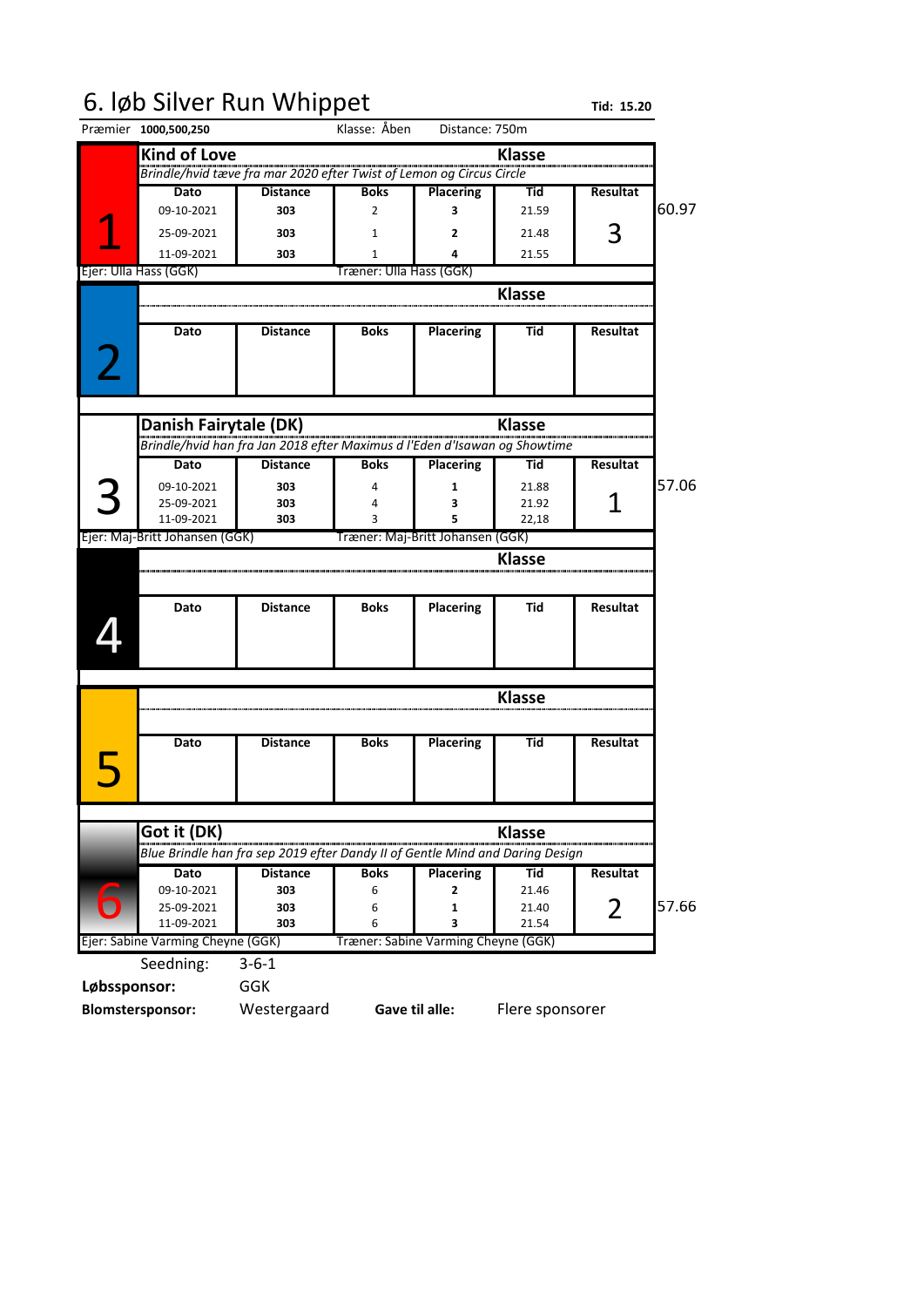# 6. løb Silver Run Whippet

**Tid: 15.20**

Præmier **1000,500,250** Klasse: Åben Distance: 750m

## 1

**Kind of Love** — **Klasse**

*Brindle/hvid tæve fra mar 2020 efter Twist of Lemon og Circus Circle*

| Dato | Distance | Boks | Placering | Tid | Resultat |
|---|---|---|---|---|---|
| 09-10-2021 | 303 | 2 | 3 | 21.59 | 3 |
| 25-09-2021 | 303 | 1 | 2 | 21.48 | |
| 11-09-2021 | 303 | 1 | 4 | 21.55 | |

Ejer: Ulla Hass (GGK) Træner: Ulla Hass (GGK)

60.97

## 2

**Klasse**

| Dato | Distance | Boks | Placering | Tid | Resultat |
|---|---|---|---|---|---|

## 3

**Danish Fairytale (DK)** — **Klasse**

*Brindle/hvid han fra Jan 2018 efter Maximus d l'Eden d'Isawan og Showtime*

| Dato | Distance | Boks | Placering | Tid | Resultat |
|---|---|---|---|---|---|
| 09-10-2021 | 303 | 4 | 1 | 21.88 | 1 |
| 25-09-2021 | 303 | 4 | 3 | 21.92 | |
| 11-09-2021 | 303 | 3 | 5 | 22,18 | |

Ejer: Maj-Britt Johansen (GGK) Træner: Maj-Britt Johansen (GGK)

57.06

## 4

**Klasse**

| Dato | Distance | Boks | Placering | Tid | Resultat |
|---|---|---|---|---|---|

## 5

**Klasse**

| Dato | Distance | Boks | Placering | Tid | Resultat |
|---|---|---|---|---|---|

## 6

**Got it (DK)** — **Klasse**

*Blue Brindle han fra sep 2019 efter Dandy II of Gentle Mind and Daring Design*

| Dato | Distance | Boks | Placering | Tid | Resultat |
|---|---|---|---|---|---|
| 09-10-2021 | 303 | 6 | 2 | 21.46 | 2 |
| 25-09-2021 | 303 | 6 | 1 | 21.40 | |
| 11-09-2021 | 303 | 6 | 3 | 21.54 | |

Ejer: Sabine Varming Cheyne (GGK) Træner: Sabine Varming Cheyne (GGK)

57.66

Seedning: 3-6-1

**Løbssponsor:** GGK

**Blomstersponsor:** Westergaard **Gave til alle:** Flere sponsorer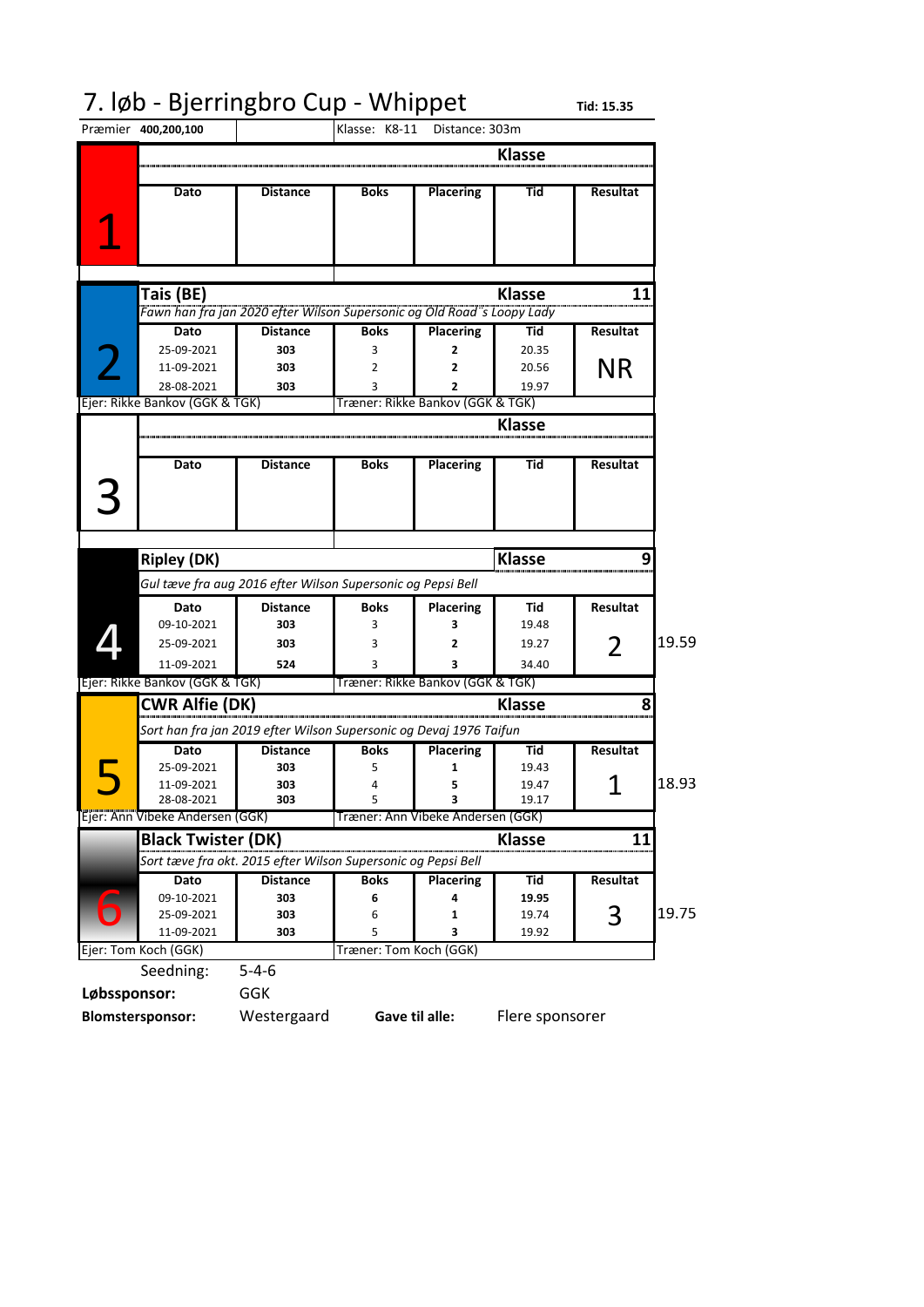# 7. løb - Bjerringbro Cup - Whippet

**Tid: 15.35**

Præmier **400,200,100** | Klasse: K8-11 | Distance: 303m

## 1

| Dato | Distance | Boks | Placering | Tid | Resultat |
|---|---|---|---|---|---|

## 2 Tais (BE) — Klasse 11

*Fawn han fra jan 2020 efter Wilson Supersonic og Old Road´s Loopy Lady*

| Dato | Distance | Boks | Placering | Tid | Resultat |
|---|---|---|---|---|---|
| 25-09-2021 | 303 | 3 | 2 | 20.35 | NR |
| 11-09-2021 | 303 | 2 | 2 | 20.56 | |
| 28-08-2021 | 303 | 3 | 2 | 19.97 | |

Ejer: Rikke Bankov (GGK & TGK) | Træner: Rikke Bankov (GGK & TGK)

## 3

| Dato | Distance | Boks | Placering | Tid | Resultat |
|---|---|---|---|---|---|

## 4 Ripley (DK) — Klasse 9

*Gul tæve fra aug 2016 efter Wilson Supersonic og Pepsi Bell*

| Dato | Distance | Boks | Placering | Tid | Resultat |
|---|---|---|---|---|---|
| 09-10-2021 | 303 | 3 | 3 | 19.48 | 2 |
| 25-09-2021 | 303 | 3 | 2 | 19.27 | |
| 11-09-2021 | 524 | 3 | 3 | 34.40 | |

19.59

Ejer: Rikke Bankov (GGK & TGK) | Træner: Rikke Bankov (GGK & TGK)

## 5 CWR Alfie (DK) — Klasse 8

*Sort han fra jan 2019 efter Wilson Supersonic og Devaj 1976 Taifun*

| Dato | Distance | Boks | Placering | Tid | Resultat |
|---|---|---|---|---|---|
| 25-09-2021 | 303 | 5 | 1 | 19.43 | 1 |
| 11-09-2021 | 303 | 4 | 5 | 19.47 | |
| 28-08-2021 | 303 | 5 | 3 | 19.17 | |

18.93

Ejer: Ann Vibeke Andersen (GGK) | Træner: Ann Vibeke Andersen (GGK)

## 6 Black Twister (DK) — Klasse 11

*Sort tæve fra okt. 2015 efter Wilson Supersonic og Pepsi Bell*

| Dato | Distance | Boks | Placering | Tid | Resultat |
|---|---|---|---|---|---|
| 09-10-2021 | 303 | 6 | 4 | 19.95 | 3 |
| 25-09-2021 | 303 | 6 | 1 | 19.74 | |
| 11-09-2021 | 303 | 5 | 3 | 19.92 | |

19.75

Ejer: Tom Koch (GGK) | Træner: Tom Koch (GGK)

Seedning: 5-4-6

**Løbssponsor:** GGK

**Blomstersponsor:** Westergaard **Gave til alle:** Flere sponsorer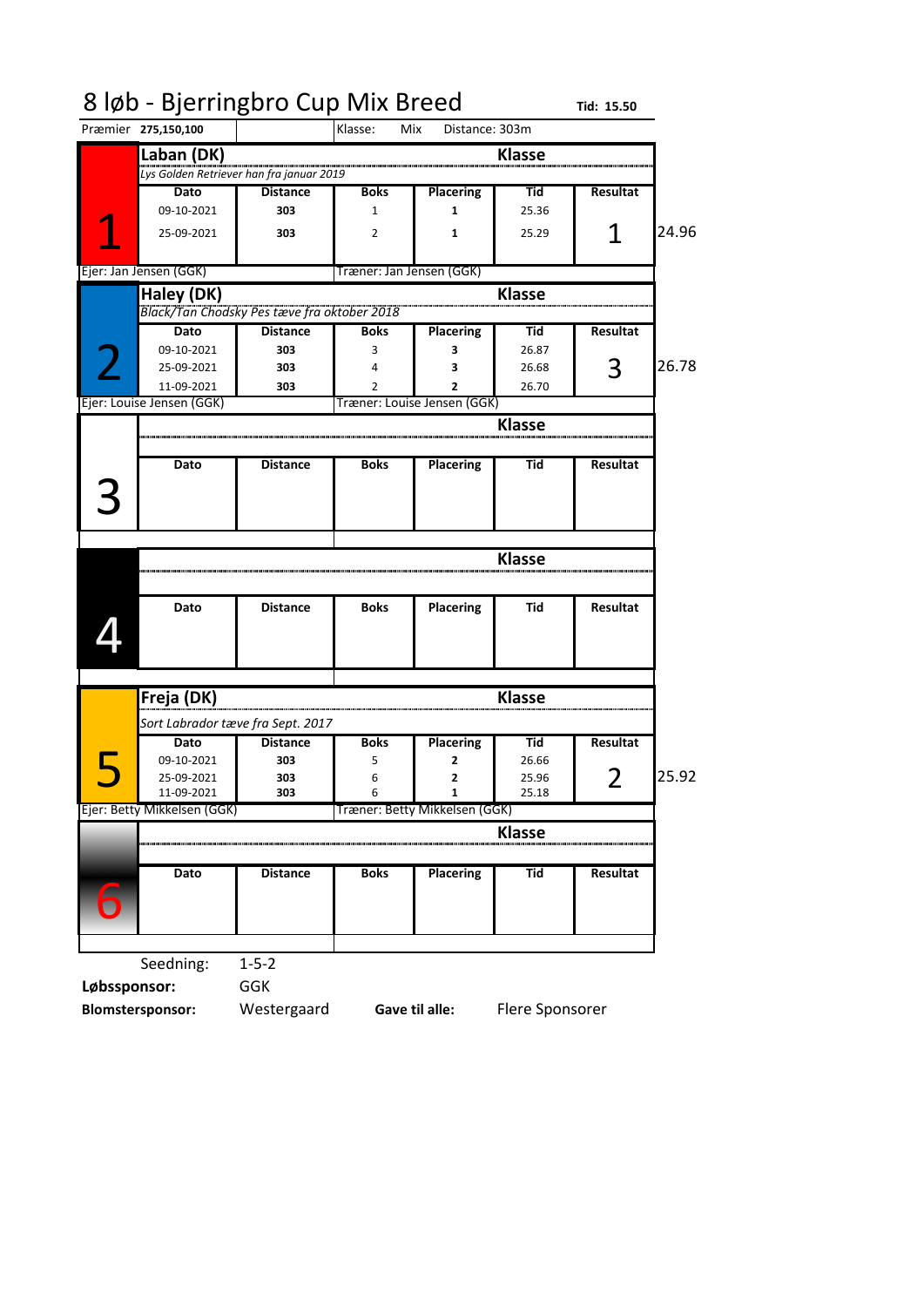# 8 løb - Bjerringbro Cup Mix Breed

**Tid: 15.50**

Præmier **275,150,100** | Klasse: Mix | Distance: 303m

## 1 — Laban (DK)

Klasse

*Lys Golden Retriever han fra januar 2019*

| Dato | Distance | Boks | Placering | Tid | Resultat |
|---|---|---|---|---|---|
| 09-10-2021 | 303 | 1 | 1 | 25.36 | 1 |
| 25-09-2021 | 303 | 2 | 1 | 25.29 | |

24.96

Ejer: Jan Jensen (GGK) | Træner: Jan Jensen (GGK)

## 2 — Haley (DK)

Klasse

*Black/Tan Chodsky Pes tæve fra oktober 2018*

| Dato | Distance | Boks | Placering | Tid | Resultat |
|---|---|---|---|---|---|
| 09-10-2021 | 303 | 3 | 3 | 26.87 | 3 |
| 25-09-2021 | 303 | 4 | 3 | 26.68 | |
| 11-09-2021 | 303 | 2 | 2 | 26.70 | |

26.78

Ejer: Louise Jensen (GGK) | Træner: Louise Jensen (GGK)

## 3

Klasse

| Dato | Distance | Boks | Placering | Tid | Resultat |
|---|---|---|---|---|---|

## 4

Klasse

| Dato | Distance | Boks | Placering | Tid | Resultat |
|---|---|---|---|---|---|

## 5 — Freja (DK)

Klasse

*Sort Labrador tæve fra Sept. 2017*

| Dato | Distance | Boks | Placering | Tid | Resultat |
|---|---|---|---|---|---|
| 09-10-2021 | 303 | 5 | 2 | 26.66 | 2 |
| 25-09-2021 | 303 | 6 | 2 | 25.96 | |
| 11-09-2021 | 303 | 6 | 1 | 25.18 | |

25.92

Ejer: Betty Mikkelsen (GGK) | Træner: Betty Mikkelsen (GGK)

## 6

Klasse

| Dato | Distance | Boks | Placering | Tid | Resultat |
|---|---|---|---|---|---|

Seedning: 1-5-2

**Løbssponsor:** GGK

**Blomstersponsor:** Westergaard **Gave til alle:** Flere Sponsorer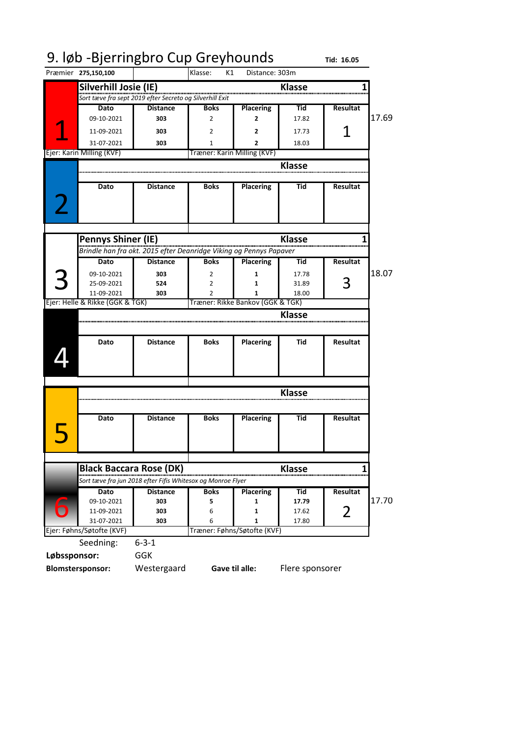# 9. løb -Bjerringbro Cup Greyhounds

**Tid: 16.05**

Præmier **275,150,100** | Klasse: K1 | Distance: 303m

## 1 — Silverhill Josie (IE)

Klasse: 1

*Sort tæve fra sept 2019 efter Secreto og Silverhill Exit*

| Dato | Distance | Boks | Placering | Tid | Resultat |
|---|---|---|---|---|---|
| 09-10-2021 | 303 | 2 | 2 | 17.82 | |
| 11-09-2021 | 303 | 2 | 2 | 17.73 | 1 |
| 31-07-2021 | 303 | 1 | 2 | 18.03 | |

17.69

Ejer: Karin Milling (KVF) | Træner: Karin Milling (KVF)

## 2

Klasse

| Dato | Distance | Boks | Placering | Tid | Resultat |
|---|---|---|---|---|---|

## 3 — Pennys Shiner (IE)

Klasse: 1

*Brindle han fra okt. 2015 efter Deanridge Viking og Pennys Papaver*

| Dato | Distance | Boks | Placering | Tid | Resultat |
|---|---|---|---|---|---|
| 09-10-2021 | 303 | 2 | 1 | 17.78 | |
| 25-09-2021 | 524 | 2 | 1 | 31.89 | 3 |
| 11-09-2021 | 303 | 2 | 1 | 18.00 | |

18.07

Ejer: Helle & Rikke (GGK & TGK) | Træner: Rikke Bankov (GGK & TGK)

## 4

Klasse

| Dato | Distance | Boks | Placering | Tid | Resultat |
|---|---|---|---|---|---|

## 5

Klasse

| Dato | Distance | Boks | Placering | Tid | Resultat |
|---|---|---|---|---|---|

## 6 — Black Baccara Rose (DK)

Klasse: 1

*Sort tæve fra jun 2018 efter Fifis Whitesox og Monroe Flyer*

| Dato | Distance | Boks | Placering | Tid | Resultat |
|---|---|---|---|---|---|
| 09-10-2021 | 303 | 5 | 1 | 17.79 | |
| 11-09-2021 | 303 | 6 | 1 | 17.62 | 2 |
| 31-07-2021 | 303 | 6 | 1 | 17.80 | |

17.70

Ejer: Føhns/Søtofte (KVF) | Træner: Føhns/Søtofte (KVF)

Seedning: 6-3-1

**Løbssponsor:** GGK

**Blomstersponsor:** Westergaard **Gave til alle:** Flere sponsorer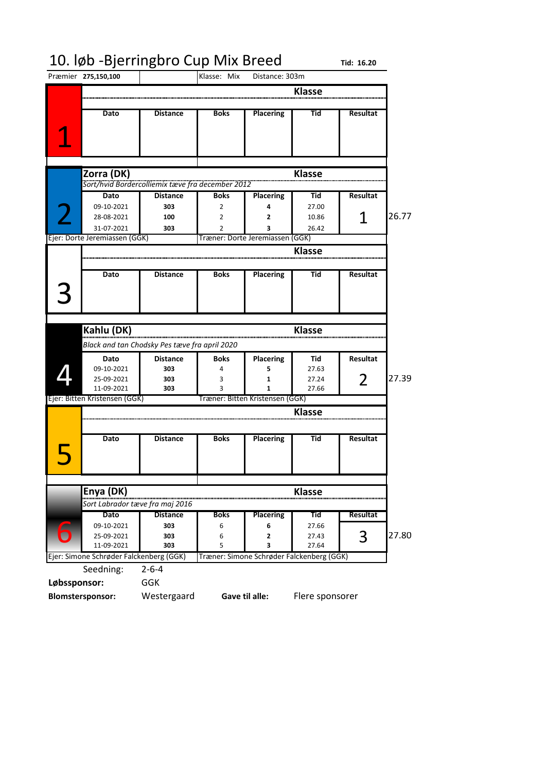# 10. løb -Bjerringbro Cup Mix Breed

**Tid: 16.20**

Præmier **275,150,100** | Klasse: Mix | Distance: 303m

## 1

| Dato | Distance | Boks | Placering | Tid | Resultat |
|---|---|---|---|---|---|
| | | | | | |

## 2 — Zorra (DK)

*Sort/hvid Bordercolliemix tæve fra december 2012*

| Dato | Distance | Boks | Placering | Tid | Resultat |
|---|---|---|---|---|---|
| 09-10-2021 | **303** | 2 | **4** | 27.00 | 1 |
| 28-08-2021 | **100** | 2 | **2** | 10.86 | |
| 31-07-2021 | **303** | 2 | **3** | 26.42 | |

26.77

Ejer: Dorte Jeremiassen (GGK) | Træner: Dorte Jeremiassen (GGK)

## 3

| Dato | Distance | Boks | Placering | Tid | Resultat |
|---|---|---|---|---|---|
| | | | | | |

## 4 — Kahlu (DK)

*Black and tan Chodsky Pes tæve fra april 2020*

| Dato | Distance | Boks | Placering | Tid | Resultat |
|---|---|---|---|---|---|
| 09-10-2021 | **303** | 4 | **5** | 27.63 | 2 |
| 25-09-2021 | **303** | 3 | **1** | 27.24 | |
| 11-09-2021 | **303** | 3 | **1** | 27.66 | |

27.39

Ejer: Bitten Kristensen (GGK) | Træner: Bitten Kristensen (GGK)

## 5

| Dato | Distance | Boks | Placering | Tid | Resultat |
|---|---|---|---|---|---|
| | | | | | |

## 6 — Enya (DK)

*Sort Labrador tæve fra maj 2016*

| Dato | Distance | Boks | Placering | Tid | Resultat |
|---|---|---|---|---|---|
| 09-10-2021 | **303** | 6 | **6** | 27.66 | 3 |
| 25-09-2021 | **303** | 6 | **2** | 27.43 | |
| 11-09-2021 | **303** | 5 | **3** | 27.64 | |

27.80

Ejer: Simone Schrøder Falckenberg (GGK) | Træner: Simone Schrøder Falckenberg (GGK)

Seedning: 2-6-4

**Løbssponsor:** GGK

**Blomstersponsor:** Westergaard **Gave til alle:** Flere sponsorer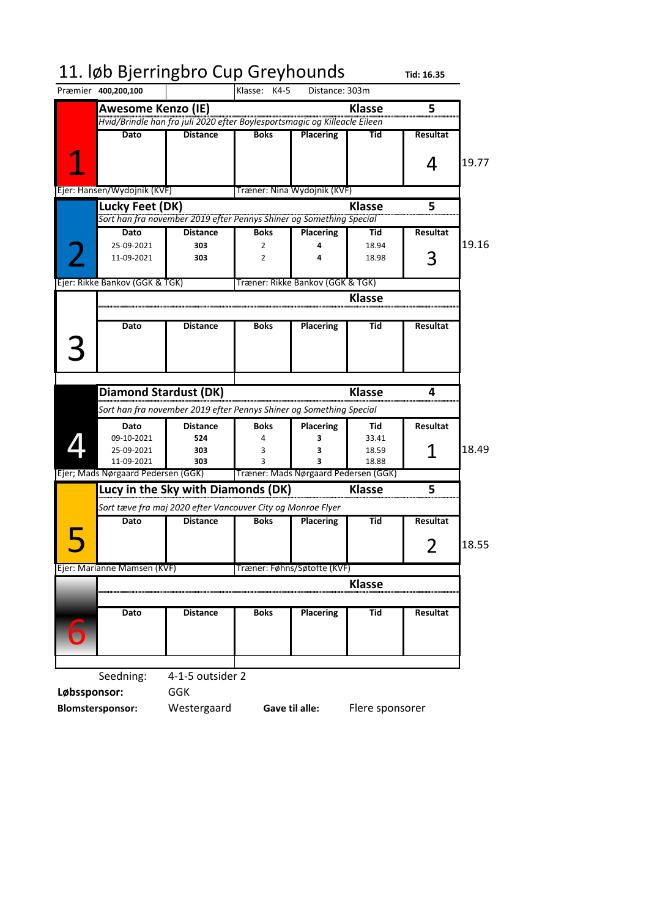# 11. løb Bjerringbro Cup Greyhounds

**Tid: 16.35**

Præmier **400,200,100** | Klasse: K4-5 | Distance: 303m

## 1 — Awesome Kenzo (IE) — Klasse 5

*Hvid/Brindle han fra juli 2020 efter Boylesportsmagic og Killeacle Eileen*

| Dato | Distance | Boks | Placering | Tid | Resultat |
|---|---|---|---|---|---|
| | | | | | 4 |

19.77

Ejer: Hansen/Wydojnik (KVF) — Træner: Nina Wydojnik (KVF)

## 2 — Lucky Feet (DK) — Klasse 5

*Sort han fra november 2019 efter Pennys Shiner og Something Special*

| Dato | Distance | Boks | Placering | Tid | Resultat |
|---|---|---|---|---|---|
| 25-09-2021 | 303 | 2 | 4 | 18.94 | 3 |
| 11-09-2021 | 303 | 2 | 4 | 18.98 | |

19.16

Ejer: Rikke Bankov (GGK & TGK) — Træner: Rikke Bankov (GGK & TGK)

## 3 — Klasse

| Dato | Distance | Boks | Placering | Tid | Resultat |
|---|---|---|---|---|---|
| | | | | | |

## 4 — Diamond Stardust (DK) — Klasse 4

*Sort han fra november 2019 efter Pennys Shiner og Something Special*

| Dato | Distance | Boks | Placering | Tid | Resultat |
|---|---|---|---|---|---|
| 09-10-2021 | 524 | 4 | 3 | 33.41 | 1 |
| 25-09-2021 | 303 | 3 | 3 | 18.59 | |
| 11-09-2021 | 303 | 3 | 3 | 18.88 | |

18.49

Ejer; Mads Nørgaard Pedersen (GGK) — Træner: Mads Nørgaard Pedersen (GGK)

## 5 — Lucy in the Sky with Diamonds (DK) — Klasse 5

*Sort tæve fra maj 2020 efter Vancouver City og Monroe Flyer*

| Dato | Distance | Boks | Placering | Tid | Resultat |
|---|---|---|---|---|---|
| | | | | | 2 |

18.55

Ejer: Marianne Mamsen (KVF) — Træner: Føhns/Søtofte (KVF)

## 6 — Klasse

| Dato | Distance | Boks | Placering | Tid | Resultat |
|---|---|---|---|---|---|
| | | | | | |

Seedning: 4-1-5 outsider 2

**Løbssponsor:** GGK

**Blomstersponsor:** Westergaard **Gave til alle:** Flere sponsorer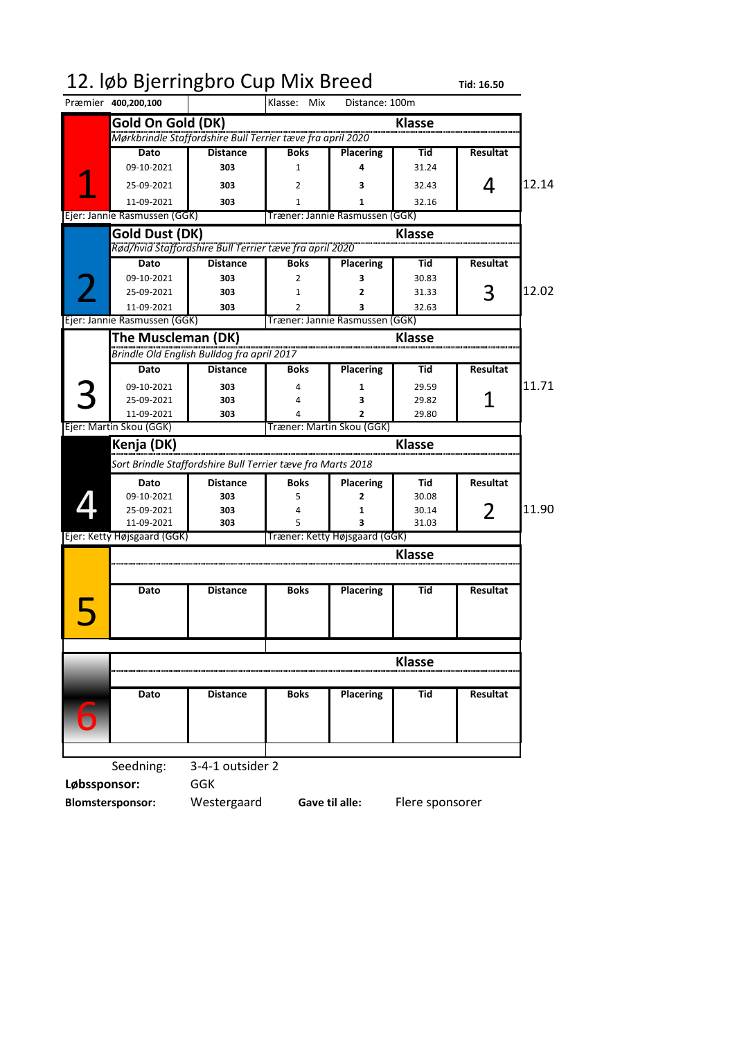# 12. løb Bjerringbro Cup Mix Breed

**Tid: 16.50**

Præmier **400,200,100** | Klasse: Mix | Distance: 100m

## 1 — Gold On Gold (DK) — Klasse

*Mørkbrindle Staffordshire Bull Terrier tæve fra april 2020*

| Dato | Distance | Boks | Placering | Tid | Resultat |
|---|---|---|---|---|---|
| 09-10-2021 | 303 | 1 | 4 | 31.24 | 4 |
| 25-09-2021 | 303 | 2 | 3 | 32.43 | |
| 11-09-2021 | 303 | 1 | 1 | 32.16 | |

12.14

Ejer: Jannie Rasmussen (GGK) | Træner: Jannie Rasmussen (GGK)

## 2 — Gold Dust (DK) — Klasse

*Rød/hvid Staffordshire Bull Terrier tæve fra april 2020*

| Dato | Distance | Boks | Placering | Tid | Resultat |
|---|---|---|---|---|---|
| 09-10-2021 | 303 | 2 | 3 | 30.83 | 3 |
| 25-09-2021 | 303 | 1 | 2 | 31.33 | |
| 11-09-2021 | 303 | 2 | 3 | 32.63 | |

12.02

Ejer: Jannie Rasmussen (GGK) | Træner: Jannie Rasmussen (GGK)

## 3 — The Muscleman (DK) — Klasse

*Brindle Old English Bulldog fra april 2017*

| Dato | Distance | Boks | Placering | Tid | Resultat |
|---|---|---|---|---|---|
| 09-10-2021 | 303 | 4 | 1 | 29.59 | 1 |
| 25-09-2021 | 303 | 4 | 3 | 29.82 | |
| 11-09-2021 | 303 | 4 | 2 | 29.80 | |

11.71

Ejer: Martin Skou (GGK) | Træner: Martin Skou (GGK)

## 4 — Kenja (DK) — Klasse

*Sort Brindle Staffordshire Bull Terrier tæve fra Marts 2018*

| Dato | Distance | Boks | Placering | Tid | Resultat |
|---|---|---|---|---|---|
| 09-10-2021 | 303 | 5 | 2 | 30.08 | 2 |
| 25-09-2021 | 303 | 4 | 1 | 30.14 | |
| 11-09-2021 | 303 | 5 | 3 | 31.03 | |

11.90

Ejer: Ketty Højsgaard (GGK) | Træner: Ketty Højsgaard (GGK)

## 5 — Klasse

| Dato | Distance | Boks | Placering | Tid | Resultat |
|---|---|---|---|---|---|

## 6 — Klasse

| Dato | Distance | Boks | Placering | Tid | Resultat |
|---|---|---|---|---|---|

Seedning: 3-4-1 outsider 2

**Løbssponsor:** GGK

**Blomstersponsor:** Westergaard **Gave til alle:** Flere sponsorer